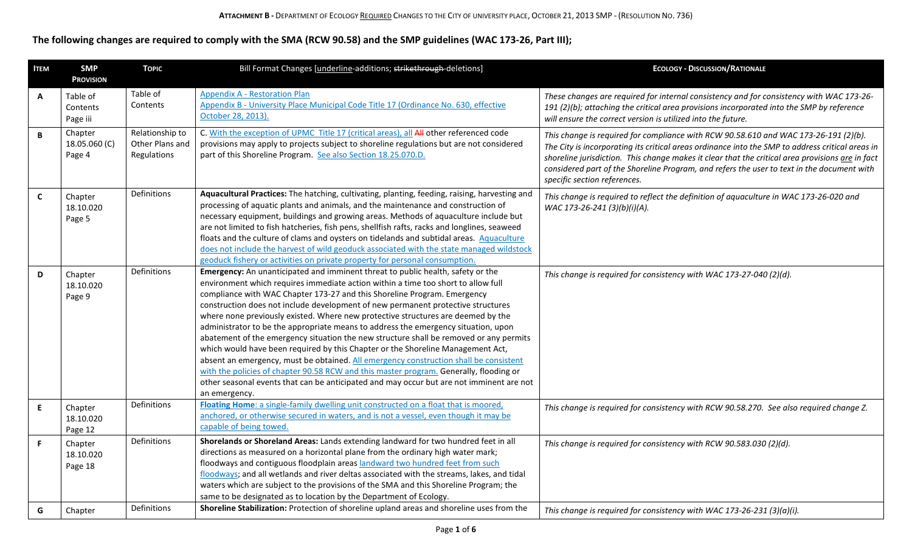## The following changes are required to comply with the SMA (RCW 90.58) and the SMP guidelines (WAC 173-26, Part III);

| ITEM | SMP PROVISION | TOPIC | Bill Format Changes [<u>underline</u>-additions; ~~strikethrough~~-deletions] | ECOLOGY - DISCUSSION/RATIONALE |
|---|---|---|---|---|
| **A** | Table of Contents Page iii | Table of Contents | <u>Appendix A - Restoration Plan</u><br><u>Appendix B - University Place Municipal Code Title 17 (Ordinance No. 630, effective October 28, 2013).</u> | *These changes are required for internal consistency and for consistency with WAC 173-26-191 (2)(b); attaching the critical area provisions incorporated into the SMP by reference will ensure the correct version is utilized into the future.* |
| **B** | Chapter 18.05.060 (C) Page 4 | Relationship to Other Plans and Regulations | C. <u>With the exception of UPMC Title 17 (critical areas), all</u> ~~All~~ other referenced code provisions may apply to projects subject to shoreline regulations but are not considered part of this Shoreline Program. <u>See also Section 18.25.070.D.</u> | *This change is required for compliance with RCW 90.58.610 and WAC 173-26-191 (2)(b). The City is incorporating its critical areas ordinance into the SMP to address critical areas in shoreline jurisdiction. This change makes it clear that the critical area provisions <u>are</u> in fact considered part of the Shoreline Program, and refers the user to text in the document with specific section references.* |
| **C** | Chapter 18.10.020 Page 5 | Definitions | **Aquacultural Practices:** The hatching, cultivating, planting, feeding, raising, harvesting and processing of aquatic plants and animals, and the maintenance and construction of necessary equipment, buildings and growing areas. Methods of aquaculture include but are not limited to fish hatcheries, fish pens, shellfish rafts, racks and longlines, seaweed floats and the culture of clams and oysters on tidelands and subtidal areas. <u>Aquaculture does not include the harvest of wild geoduck associated with the state managed wildstock geoduck fishery or activities on private property for personal consumption.</u> | *This change is required to reflect the definition of aquaculture in WAC 173-26-020 and WAC 173-26-241 (3)(b)(i)(A).* |
| **D** | Chapter 18.10.020 Page 9 | Definitions | **Emergency:** An unanticipated and imminent threat to public health, safety or the environment which requires immediate action within a time too short to allow full compliance with WAC Chapter 173-27 and this Shoreline Program. Emergency construction does not include development of new permanent protective structures where none previously existed. Where new protective structures are deemed by the administrator to be the appropriate means to address the emergency situation, upon abatement of the emergency situation the new structure shall be removed or any permits which would have been required by this Chapter or the Shoreline Management Act, absent an emergency, must be obtained. <u>All emergency construction shall be consistent with the policies of chapter 90.58 RCW and this master program.</u> Generally, flooding or other seasonal events that can be anticipated and may occur but are not imminent are not an emergency. | *This change is required for consistency with WAC 173-27-040 (2)(d).* |
| **E** | Chapter 18.10.020 Page 12 | Definitions | <u>**Floating Home**: a single-family dwelling unit constructed on a float that is moored, anchored, or otherwise secured in waters, and is not a vessel, even though it may be capable of being towed.</u> | *This change is required for consistency with RCW 90.58.270. See also required change Z.* |
| **F** | Chapter 18.10.020 Page 18 | Definitions | **Shorelands or Shoreland Areas:** Lands extending landward for two hundred feet in all directions as measured on a horizontal plane from the ordinary high water mark; floodways and contiguous floodplain areas <u>landward two hundred feet from such floodways</u>; and all wetlands and river deltas associated with the streams, lakes, and tidal waters which are subject to the provisions of the SMA and this Shoreline Program; the same to be designated as to location by the Department of Ecology. | *This change is required for consistency with RCW 90.583.030 (2)(d).* |
| **G** | Chapter | Definitions | **Shoreline Stabilization:** Protection of shoreline upland areas and shoreline uses from the | *This change is required for consistency with WAC 173-26-231 (3)(a)(i).* |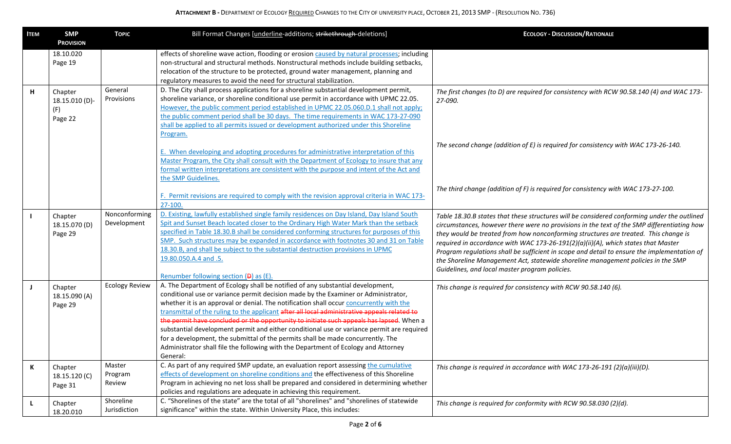| Item | SMP Provision | Topic | Bill Format Changes [underline-additions; strikethrough-deletions] | Ecology - Discussion/Rationale |
|---|---|---|---|---|
| | 18.10.020 Page 19 | | effects of shoreline wave action, flooding or erosion <u>caused by natural processes</u>; including non-structural and structural methods. Nonstructural methods include building setbacks, relocation of the structure to be protected, ground water management, planning and regulatory measures to avoid the need for structural stabilization. | |
| H | Chapter 18.15.010 (D)-(F) Page 22 | General Provisions | D. The City shall process applications for a shoreline substantial development permit, shoreline variance, or shoreline conditional use permit in accordance with UPMC 22.05. <u>However, the public comment period established in UPMC 22.05.060.D.1 shall not apply; the public comment period shall be 30 days. The time requirements in WAC 173-27-090 shall be applied to all permits issued or development authorized under this Shoreline Program.</u><br><br><u>E. When developing and adopting procedures for administrative interpretation of this Master Program, the City shall consult with the Department of Ecology to insure that any formal written interpretations are consistent with the purpose and intent of the Act and the SMP Guidelines.</u><br><br><u>F. Permit revisions are required to comply with the revision approval criteria in WAC 173-27-100.</u> | *The first changes (to D) are required for consistency with RCW 90.58.140 (4) and WAC 173-27-090.*<br><br>*The second change (addition of E) is required for consistency with WAC 173-26-140.*<br><br>*The third change (addition of F) is required for consistency with WAC 173-27-100.* |
| I | Chapter 18.15.070 (D) Page 29 | Nonconforming Development | <u>D. Existing, lawfully established single family residences on Day Island, Day Island South Spit and Sunset Beach located closer to the Ordinary High Water Mark than the setback specified in Table 18.30.B shall be considered conforming structures for purposes of this SMP. Such structures may be expanded in accordance with footnotes 30 and 31 on Table 18.30.B, and shall be subject to the substantial destruction provisions in UPMC 19.80.050.A.4 and .5.</u><br><br><u>Renumber following section (~~D~~) as (E).</u> | *Table 18.30.B states that these structures will be considered conforming under the outlined circumstances, however there were no provisions in the text of the SMP differentiating how they would be treated from how nonconforming structures are treated. This change is required in accordance with WAC 173-26-191(2)(a)(ii)(A), which states that Master Program regulations shall be sufficient in scope and detail to ensure the implementation of the Shoreline Management Act, statewide shoreline management policies in the SMP Guidelines, and local master program policies.* |
| J | Chapter 18.15.090 (A) Page 29 | Ecology Review | A. The Department of Ecology shall be notified of any substantial development, conditional use or variance permit decision made by the Examiner or Administrator, whether it is an approval or denial. The notification shall occur <u>concurrently with the transmittal of the ruling to the applicant</u> ~~after all local administrative appeals related to the permit have concluded or the opportunity to initiate such appeals has lapsed~~. When a substantial development permit and either conditional use or variance permit are required for a development, the submittal of the permits shall be made concurrently. The Administrator shall file the following with the Department of Ecology and Attorney General: | *This change is required for consistency with RCW 90.58.140 (6).* |
| K | Chapter 18.15.120 (C) Page 31 | Master Program Review | C. As part of any required SMP update, an evaluation report assessing <u>the cumulative effects of development on shoreline conditions and</u> the effectiveness of this Shoreline Program in achieving no net loss shall be prepared and considered in determining whether policies and regulations are adequate in achieving this requirement. | *This change is required in accordance with WAC 173-26-191 (2)(a)(iii)(D).* |
| L | Chapter 18.20.010 | Shoreline Jurisdiction | C. "Shorelines of the state" are the total of all "shorelines" and "shorelines of statewide significance" within the state. Within University Place, this includes: | *This change is required for conformity with RCW 90.58.030 (2)(d).* |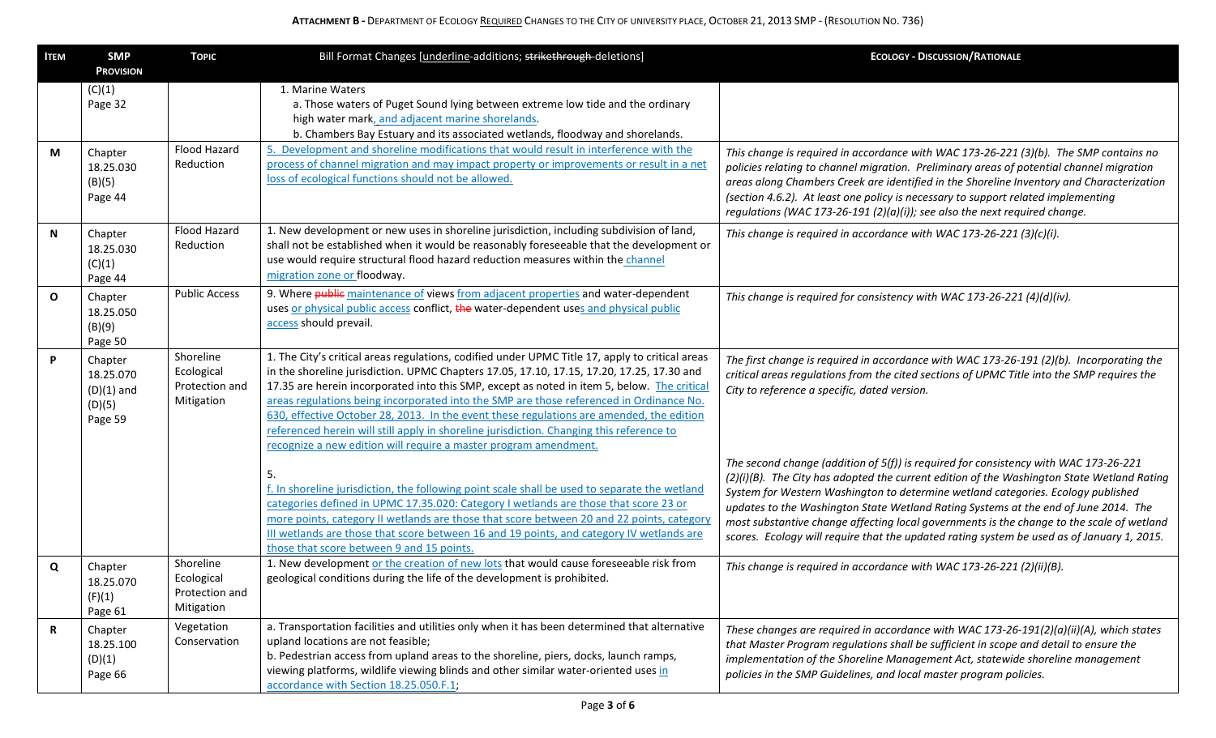**ATTACHMENT B - DEPARTMENT OF ECOLOGY REQUIRED CHANGES TO THE CITY OF UNIVERSITY PLACE, OCTOBER 21, 2013 SMP - (RESOLUTION NO. 736)**

| ITEM | SMP PROVISION | TOPIC | Bill Format Changes [underline-additions; ~~strikethrough~~ deletions] | ECOLOGY - DISCUSSION/RATIONALE |
|---|---|---|---|---|
| | (C)(1) Page 32 | | 1. Marine Waters<br>a. Those waters of Puget Sound lying between extreme low tide and the ordinary high water mark<u>, and adjacent marine shorelands</u>.<br>b. Chambers Bay Estuary and its associated wetlands, floodway and shorelands. | |
| M | Chapter 18.25.030 (B)(5) Page 44 | Flood Hazard Reduction | <u>5. Development and shoreline modifications that would result in interference with the process of channel migration and may impact property or improvements or result in a net loss of ecological functions should not be allowed.</u> | *This change is required in accordance with WAC 173-26-221 (3)(b). The SMP contains no policies relating to channel migration. Preliminary areas of potential channel migration areas along Chambers Creek are identified in the Shoreline Inventory and Characterization (section 4.6.2). At least one policy is necessary to support related implementing regulations (WAC 173-26-191 (2)(a)(i)); see also the next required change.* |
| N | Chapter 18.25.030 (C)(1) Page 44 | Flood Hazard Reduction | 1. New development or new uses in shoreline jurisdiction, including subdivision of land, shall not be established when it would be reasonably foreseeable that the development or use would require structural flood hazard reduction measures within the <u>channel migration zone or</u> floodway. | *This change is required in accordance with WAC 173-26-221 (3)(c)(i).* |
| O | Chapter 18.25.050 (B)(9) Page 50 | Public Access | 9. Where ~~public~~ <u>maintenance of</u> views <u>from adjacent properties</u> and water-dependent uses <u>or physical public access</u> conflict, ~~the~~ water-dependent use<u>s and physical public access</u> should prevail. | *This change is required for consistency with WAC 173-26-221 (4)(d)(iv).* |
| P | Chapter 18.25.070 (D)(1) and (D)(5) Page 59 | Shoreline Ecological Protection and Mitigation | 1. The City's critical areas regulations, codified under UPMC Title 17, apply to critical areas in the shoreline jurisdiction. UPMC Chapters 17.05, 17.10, 17.15, 17.20, 17.25, 17.30 and 17.35 are herein incorporated into this SMP, except as noted in item 5, below. <u>The critical areas regulations being incorporated into the SMP are those referenced in Ordinance No. 630, effective October 28, 2013. In the event these regulations are amended, the edition referenced herein will still apply in shoreline jurisdiction. Changing this reference to recognize a new edition will require a master program amendment.</u><br><br>5.<br><u>f. In shoreline jurisdiction, the following point scale shall be used to separate the wetland categories defined in UPMC 17.35.020: Category I wetlands are those that score 23 or more points, category II wetlands are those that score between 20 and 22 points, category III wetlands are those that score between 16 and 19 points, and category IV wetlands are those that score between 9 and 15 points.</u> | *The first change is required in accordance with WAC 173-26-191 (2)(b). Incorporating the critical areas regulations from the cited sections of UPMC Title into the SMP requires the City to reference a specific, dated version.*<br><br>*The second change (addition of 5(f)) is required for consistency with WAC 173-26-221 (2)(i)(B). The City has adopted the current edition of the Washington State Wetland Rating System for Western Washington to determine wetland categories. Ecology published updates to the Washington State Wetland Rating Systems at the end of June 2014. The most substantive change affecting local governments is the change to the scale of wetland scores. Ecology will require that the updated rating system be used as of January 1, 2015.* |
| Q | Chapter 18.25.070 (F)(1) Page 61 | Shoreline Ecological Protection and Mitigation | 1. New development <u>or the creation of new lots</u> that would cause foreseeable risk from geological conditions during the life of the development is prohibited. | *This change is required in accordance with WAC 173-26-221 (2)(ii)(B).* |
| R | Chapter 18.25.100 (D)(1) Page 66 | Vegetation Conservation | a. Transportation facilities and utilities only when it has been determined that alternative upland locations are not feasible;<br>b. Pedestrian access from upland areas to the shoreline, piers, docks, launch ramps, viewing platforms, wildlife viewing blinds and other similar water-oriented uses <u>in accordance with Section 18.25.050.F.1</u>; | *These changes are required in accordance with WAC 173-26-191(2)(a)(ii)(A), which states that Master Program regulations shall be sufficient in scope and detail to ensure the implementation of the Shoreline Management Act, statewide shoreline management policies in the SMP Guidelines, and local master program policies.* |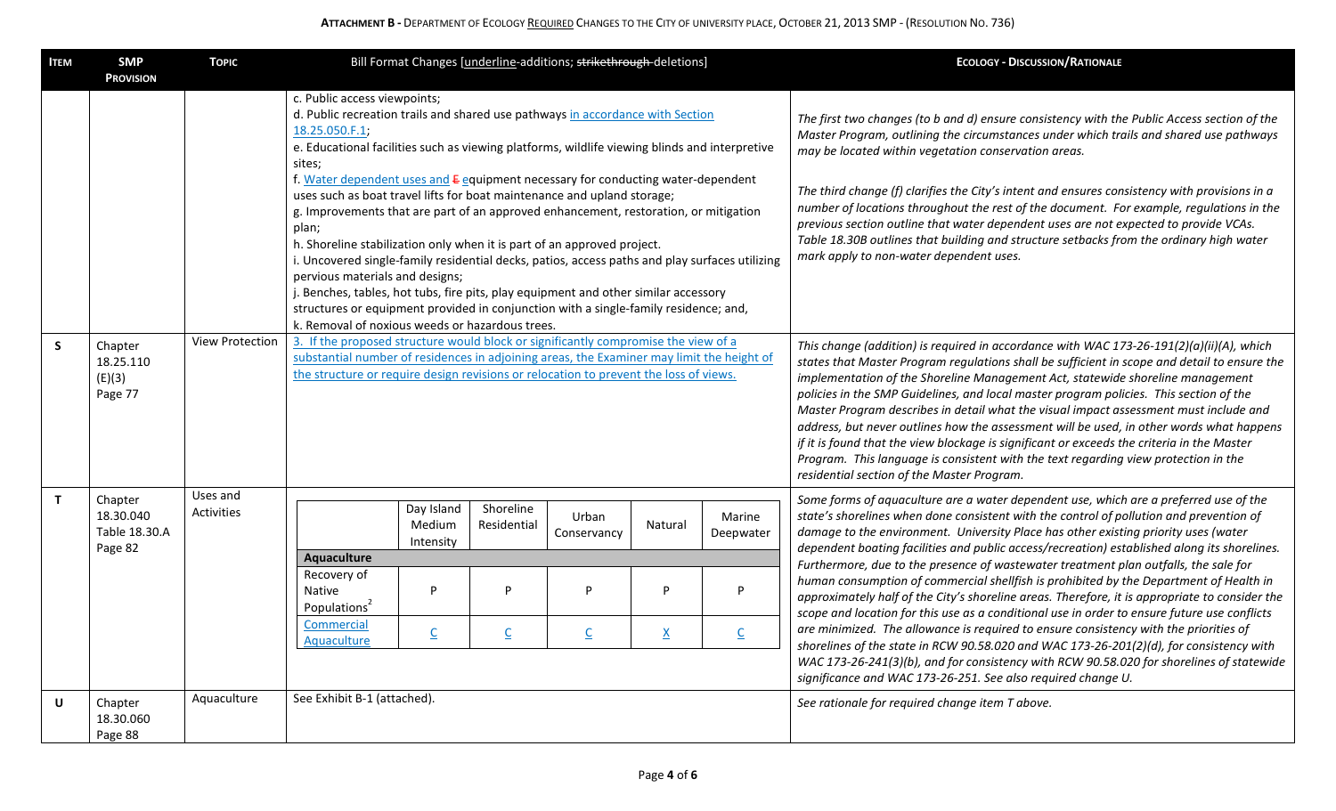**ATTACHMENT B - DEPARTMENT OF ECOLOGY REQUIRED CHANGES TO THE CITY OF UNIVERSITY PLACE, OCTOBER 21, 2013 SMP - (RESOLUTION NO. 736)**

| ITEM | SMP PROVISION | TOPIC | Bill Format Changes [underline-additions; ~~strikethrough~~-deletions] | ECOLOGY - DISCUSSION/RATIONALE |
|---|---|---|---|---|
| | | | c. Public access viewpoints;<br>d. Public recreation trails and shared use pathways <u>in accordance with Section 18.25.050.F.1</u>;<br>e. Educational facilities such as viewing platforms, wildlife viewing blinds and interpretive sites;<br>f. <u>Water dependent uses and</u> ~~E~~ <u>e</u>quipment necessary for conducting water-dependent uses such as boat travel lifts for boat maintenance and upland storage;<br>g. Improvements that are part of an approved enhancement, restoration, or mitigation plan;<br>h. Shoreline stabilization only when it is part of an approved project.<br>i. Uncovered single-family residential decks, patios, access paths and play surfaces utilizing pervious materials and designs;<br>j. Benches, tables, hot tubs, fire pits, play equipment and other similar accessory structures or equipment provided in conjunction with a single-family residence; and,<br>k. Removal of noxious weeds or hazardous trees. | *The first two changes (to b and d) ensure consistency with the Public Access section of the Master Program, outlining the circumstances under which trails and shared use pathways may be located within vegetation conservation areas.*<br><br>*The third change (f) clarifies the City's intent and ensures consistency with provisions in a number of locations throughout the rest of the document. For example, regulations in the previous section outline that water dependent uses are not expected to provide VCAs. Table 18.30B outlines that building and structure setbacks from the ordinary high water mark apply to non-water dependent uses.* |
| S | Chapter 18.25.110 (E)(3) Page 77 | View Protection | <u>3. If the proposed structure would block or significantly compromise the view of a substantial number of residences in adjoining areas, the Examiner may limit the height of the structure or require design revisions or relocation to prevent the loss of views.</u> | *This change (addition) is required in accordance with WAC 173-26-191(2)(a)(ii)(A), which states that Master Program regulations shall be sufficient in scope and detail to ensure the implementation of the Shoreline Management Act, statewide shoreline management policies in the SMP Guidelines, and local master program policies. This section of the Master Program describes in detail what the visual impact assessment must include and address, but never outlines how the assessment will be used, in other words what happens if it is found that the view blockage is significant or exceeds the criteria in the Master Program. This language is consistent with the text regarding view protection in the residential section of the Master Program.* |
| T | Chapter 18.30.040 Table 18.30.A Page 82 | Uses and Activities | (see table below) | *Some forms of aquaculture are a water dependent use, which are a preferred use of the state's shorelines when done consistent with the control of pollution and prevention of damage to the environment. University Place has other existing priority uses (water dependent boating facilities and public access/recreation) established along its shorelines. Furthermore, due to the presence of wastewater treatment plan outfalls, the sale for human consumption of commercial shellfish is prohibited by the Department of Health in approximately half of the City's shoreline areas. Therefore, it is appropriate to consider the scope and location for this use as a conditional use in order to ensure future use conflicts are minimized. The allowance is required to ensure consistency with the priorities of shorelines of the state in RCW 90.58.020 and WAC 173-26-201(2)(d), for consistency with WAC 173-26-241(3)(b), and for consistency with RCW 90.58.020 for shorelines of statewide significance and WAC 173-26-251. See also required change U.* |
| U | Chapter 18.30.060 Page 88 | Aquaculture | See Exhibit B-1 (attached). | *See rationale for required change item T above.* |

Item T table:

| | Day Island Medium Intensity | Shoreline Residential | Urban Conservancy | Natural | Marine Deepwater |
|---|---|---|---|---|---|
| **Aquaculture** | | | | | |
| Recovery of Native Populations[2] | P | P | P | P | P |
| <u>Commercial Aquaculture</u> | <u>C</u> | <u>C</u> | <u>C</u> | <u>X</u> | <u>C</u> |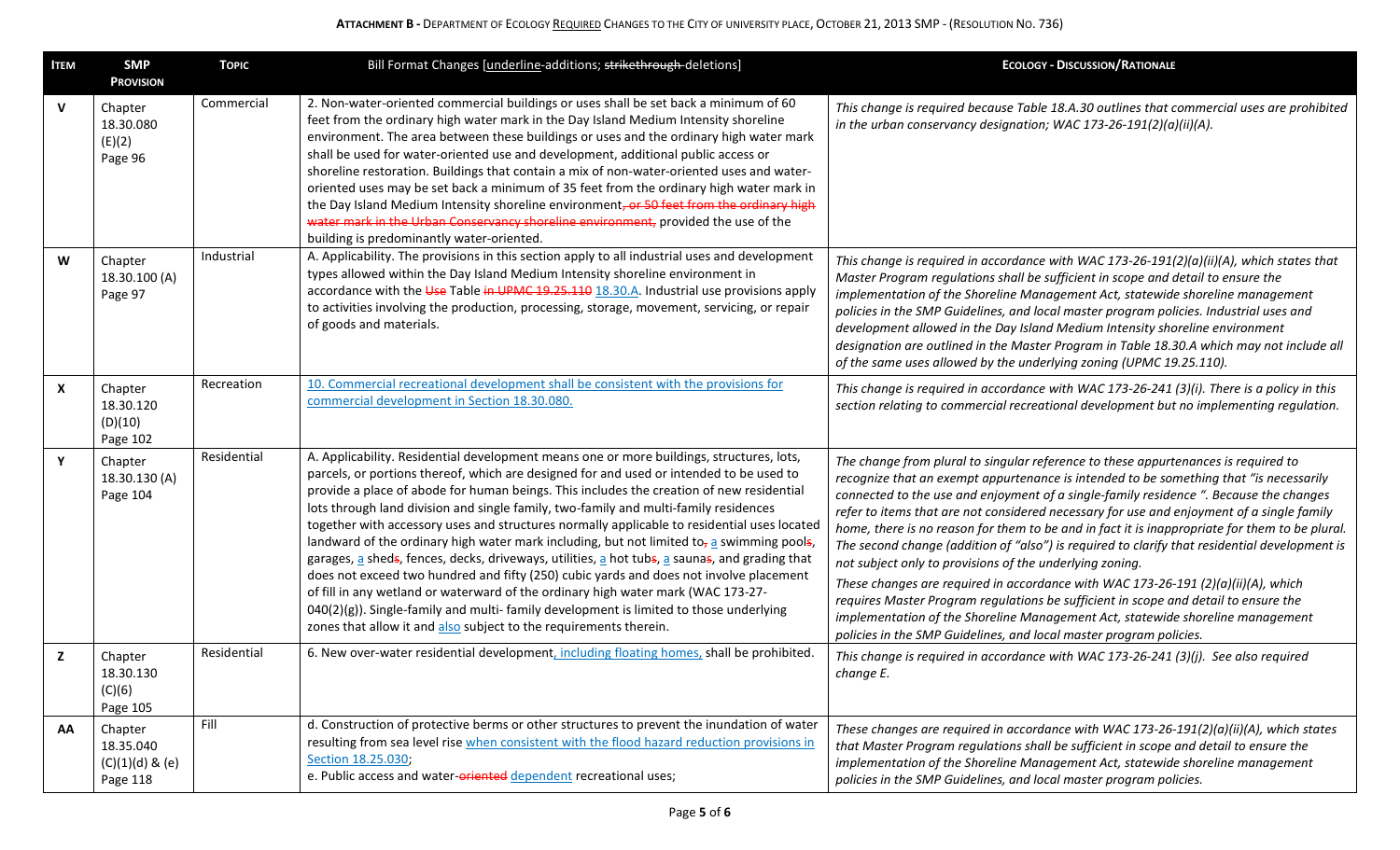**ATTACHMENT B - DEPARTMENT OF ECOLOGY REQUIRED CHANGES TO THE CITY OF UNIVERSITY PLACE, OCTOBER 21, 2013 SMP - (RESOLUTION NO. 736)**

| ITEM | SMP PROVISION | TOPIC | Bill Format Changes [underline-additions; ~~strikethrough~~ deletions] | ECOLOGY - DISCUSSION/RATIONALE |
|---|---|---|---|---|
| V | Chapter 18.30.080 (E)(2) Page 96 | Commercial | 2. Non-water-oriented commercial buildings or uses shall be set back a minimum of 60 feet from the ordinary high water mark in the Day Island Medium Intensity shoreline environment. The area between these buildings or uses and the ordinary high water mark shall be used for water-oriented use and development, additional public access or shoreline restoration. Buildings that contain a mix of non-water-oriented uses and water-oriented uses may be set back a minimum of 35 feet from the ordinary high water mark in the Day Island Medium Intensity shoreline environment~~, or 50 feet from the ordinary high water mark in the Urban Conservancy shoreline environment,~~ provided the use of the building is predominantly water-oriented. | *This change is required because Table 18.A.30 outlines that commercial uses are prohibited in the urban conservancy designation; WAC 173-26-191(2)(a)(ii)(A).* |
| W | Chapter 18.30.100 (A) Page 97 | Industrial | A. Applicability. The provisions in this section apply to all industrial uses and development types allowed within the Day Island Medium Intensity shoreline environment in accordance with the ~~Use~~ Table ~~in UPMC 19.25.110~~ <u>18.30.A</u>. Industrial use provisions apply to activities involving the production, processing, storage, movement, servicing, or repair of goods and materials. | *This change is required in accordance with WAC 173-26-191(2)(a)(ii)(A), which states that Master Program regulations shall be sufficient in scope and detail to ensure the implementation of the Shoreline Management Act, statewide shoreline management policies in the SMP Guidelines, and local master program policies. Industrial uses and development allowed in the Day Island Medium Intensity shoreline environment designation are outlined in the Master Program in Table 18.30.A which may not include all of the same uses allowed by the underlying zoning (UPMC 19.25.110).* |
| X | Chapter 18.30.120 (D)(10) Page 102 | Recreation | <u>10. Commercial recreational development shall be consistent with the provisions for commercial development in Section 18.30.080.</u> | *This change is required in accordance with WAC 173-26-241 (3)(i). There is a policy in this section relating to commercial recreational development but no implementing regulation.* |
| Y | Chapter 18.30.130 (A) Page 104 | Residential | A. Applicability. Residential development means one or more buildings, structures, lots, parcels, or portions thereof, which are designed for and used or intended to be used to provide a place of abode for human beings. This includes the creation of new residential lots through land division and single family, two-family and multi-family residences together with accessory uses and structures normally applicable to residential uses located landward of the ordinary high water mark including, but not limited to~~,~~ <u>a</u> swimming pool~~s~~, garages, <u>a</u> shed~~s~~, fences, decks, driveways, utilities, <u>a</u> hot tub~~s~~, <u>a</u> sauna~~s~~, and grading that does not exceed two hundred and fifty (250) cubic yards and does not involve placement of fill in any wetland or waterward of the ordinary high water mark (WAC 173-27-040(2)(g)). Single-family and multi- family development is limited to those underlying zones that allow it and <u>also</u> subject to the requirements therein. | *The change from plural to singular reference to these appurtenances is required to recognize that an exempt appurtenance is intended to be something that "is necessarily connected to the use and enjoyment of a single-family residence ". Because the changes refer to items that are not considered necessary for use and enjoyment of a single family home, there is no reason for them to be and in fact it is inappropriate for them to be plural. The second change (addition of "also") is required to clarify that residential development is not subject only to provisions of the underlying zoning.* <br> *These changes are required in accordance with WAC 173-26-191 (2)(a)(ii)(A), which requires Master Program regulations be sufficient in scope and detail to ensure the implementation of the Shoreline Management Act, statewide shoreline management policies in the SMP Guidelines, and local master program policies.* |
| Z | Chapter 18.30.130 (C)(6) Page 105 | Residential | 6. New over-water residential development<u>, including floating homes,</u> shall be prohibited. | *This change is required in accordance with WAC 173-26-241 (3)(j). See also required change E.* |
| AA | Chapter 18.35.040 (C)(1)(d) & (e) Page 118 | Fill | d. Construction of protective berms or other structures to prevent the inundation of water resulting from sea level rise <u>when consistent with the flood hazard reduction provisions in Section 18.25.030</u>; <br> e. Public access and water-~~oriented~~ <u>dependent</u> recreational uses; | *These changes are required in accordance with WAC 173-26-191(2)(a)(ii)(A), which states that Master Program regulations shall be sufficient in scope and detail to ensure the implementation of the Shoreline Management Act, statewide shoreline management policies in the SMP Guidelines, and local master program policies.* |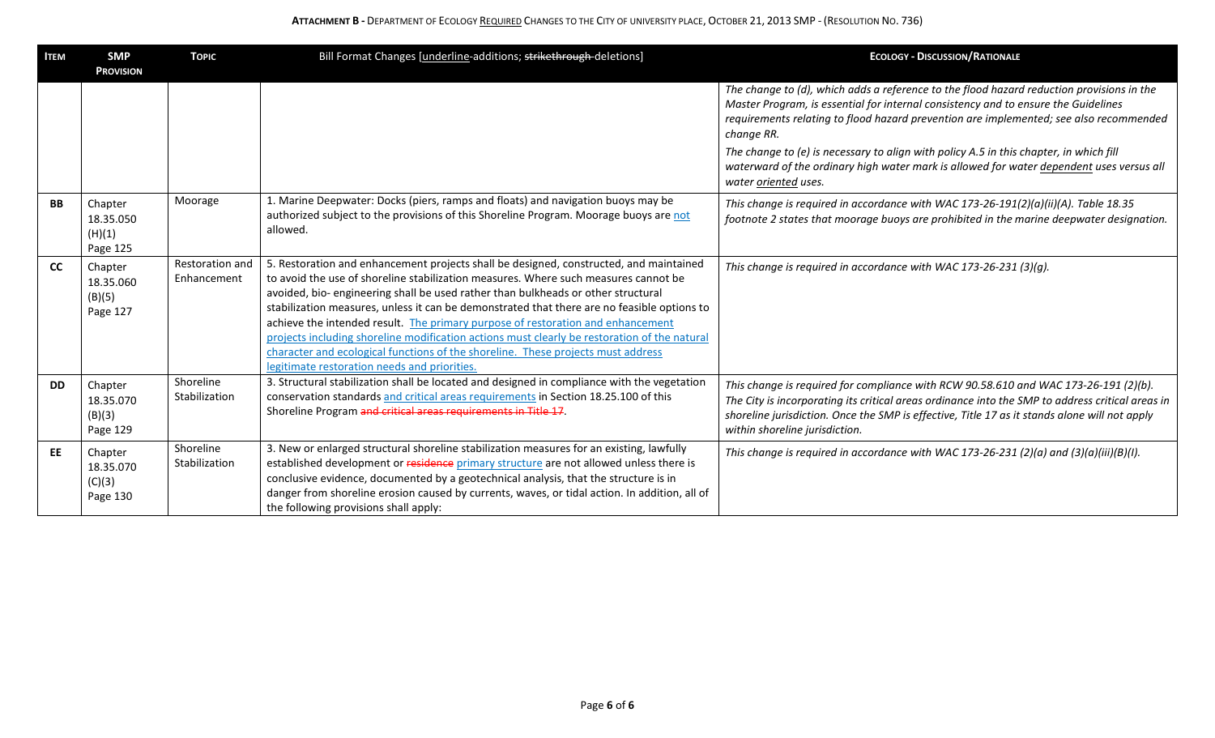**ATTACHMENT B - DEPARTMENT OF ECOLOGY REQUIRED CHANGES TO THE CITY OF UNIVERSITY PLACE, OCTOBER 21, 2013 SMP - (RESOLUTION NO. 736)**

| ITEM | SMP PROVISION | TOPIC | Bill Format Changes [underline-additions; ~~strikethrough~~ deletions] | ECOLOGY - DISCUSSION/RATIONALE |
|---|---|---|---|---|
| | | | | *The change to (d), which adds a reference to the flood hazard reduction provisions in the Master Program, is essential for internal consistency and to ensure the Guidelines requirements relating to flood hazard prevention are implemented; see also recommended change RR.* <br> *The change to (e) is necessary to align with policy A.5 in this chapter, in which fill waterward of the ordinary high water mark is allowed for water <u>dependent</u> uses versus all water <u>oriented</u> uses.* |
| **BB** | Chapter 18.35.050 (H)(1) Page 125 | Moorage | 1. Marine Deepwater: Docks (piers, ramps and floats) and navigation buoys may be authorized subject to the provisions of this Shoreline Program. Moorage buoys are <u>not</u> allowed. | *This change is required in accordance with WAC 173-26-191(2)(a)(ii)(A). Table 18.35 footnote 2 states that moorage buoys are prohibited in the marine deepwater designation.* |
| **CC** | Chapter 18.35.060 (B)(5) Page 127 | Restoration and Enhancement | 5. Restoration and enhancement projects shall be designed, constructed, and maintained to avoid the use of shoreline stabilization measures. Where such measures cannot be avoided, bio- engineering shall be used rather than bulkheads or other structural stabilization measures, unless it can be demonstrated that there are no feasible options to achieve the intended result. <u>The primary purpose of restoration and enhancement projects including shoreline modification actions must clearly be restoration of the natural character and ecological functions of the shoreline. These projects must address legitimate restoration needs and priorities.</u> | *This change is required in accordance with WAC 173-26-231 (3)(g).* |
| **DD** | Chapter 18.35.070 (B)(3) Page 129 | Shoreline Stabilization | 3. Structural stabilization shall be located and designed in compliance with the vegetation conservation standards <u>and critical areas requirements</u> in Section 18.25.100 of this Shoreline Program ~~and critical areas requirements in Title 17~~. | *This change is required for compliance with RCW 90.58.610 and WAC 173-26-191 (2)(b). The City is incorporating its critical areas ordinance into the SMP to address critical areas in shoreline jurisdiction. Once the SMP is effective, Title 17 as it stands alone will not apply within shoreline jurisdiction.* |
| **EE** | Chapter 18.35.070 (C)(3) Page 130 | Shoreline Stabilization | 3. New or enlarged structural shoreline stabilization measures for an existing, lawfully established development or ~~residence~~ <u>primary structure</u> are not allowed unless there is conclusive evidence, documented by a geotechnical analysis, that the structure is in danger from shoreline erosion caused by currents, waves, or tidal action. In addition, all of the following provisions shall apply: | *This change is required in accordance with WAC 173-26-231 (2)(a) and (3)(a)(iii)(B)(I).* |